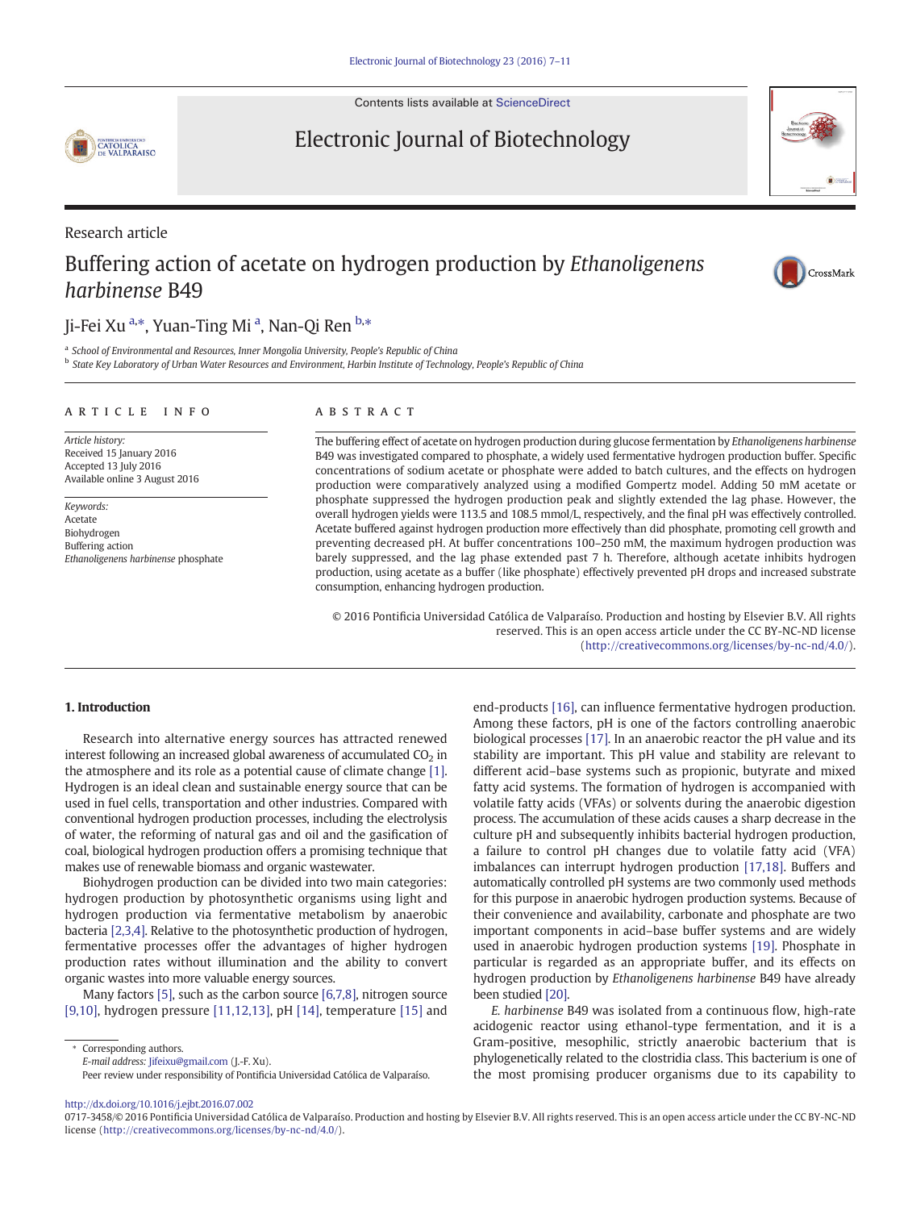Research article

# Buffering action of acetate on hydrogen production by *Ethanoligenens harbinense* B49

Ji-Fei Xu [a,*], Yuan-Ting Mi [a], Nan-Qi Ren [b,*]

[a] School of Environmental and Resources, Inner Mongolia University, People's Republic of China
[b] State Key Laboratory of Urban Water Resources and Environment, Harbin Institute of Technology, People's Republic of China

## ARTICLE INFO

*Article history:*
Received 15 January 2016
Accepted 13 July 2016
Available online 3 August 2016

*Keywords:*
Acetate
Biohydrogen
Buffering action
*Ethanoligenens harbinense* phosphate

## ABSTRACT

The buffering effect of acetate on hydrogen production during glucose fermentation by *Ethanoligenens harbinense* B49 was investigated compared to phosphate, a widely used fermentative hydrogen production buffer. Specific concentrations of sodium acetate or phosphate were added to batch cultures, and the effects on hydrogen production were comparatively analyzed using a modified Gompertz model. Adding 50 mM acetate or phosphate suppressed the hydrogen production peak and slightly extended the lag phase. However, the overall hydrogen yields were 113.5 and 108.5 mmol/L, respectively, and the final pH was effectively controlled. Acetate buffered against hydrogen production more effectively than did phosphate, promoting cell growth and preventing decreased pH. At buffer concentrations 100–250 mM, the maximum hydrogen production was barely suppressed, and the lag phase extended past 7 h. Therefore, although acetate inhibits hydrogen production, using acetate as a buffer (like phosphate) effectively prevented pH drops and increased substrate consumption, enhancing hydrogen production.

© 2016 Pontificia Universidad Católica de Valparaíso. Production and hosting by Elsevier B.V. All rights reserved. This is an open access article under the CC BY-NC-ND license (http://creativecommons.org/licenses/by-nc-nd/4.0/).

## 1. Introduction

Research into alternative energy sources has attracted renewed interest following an increased global awareness of accumulated $CO_2$ in the atmosphere and its role as a potential cause of climate change [1]. Hydrogen is an ideal clean and sustainable energy source that can be used in fuel cells, transportation and other industries. Compared with conventional hydrogen production processes, including the electrolysis of water, the reforming of natural gas and oil and the gasification of coal, biological hydrogen production offers a promising technique that makes use of renewable biomass and organic wastewater.

Biohydrogen production can be divided into two main categories: hydrogen production by photosynthetic organisms using light and hydrogen production via fermentative metabolism by anaerobic bacteria [2,3,4]. Relative to the photosynthetic production of hydrogen, fermentative processes offer the advantages of higher hydrogen production rates without illumination and the ability to convert organic wastes into more valuable energy sources.

Many factors [5], such as the carbon source [6,7,8], nitrogen source [9,10], hydrogen pressure [11,12,13], pH [14], temperature [15] and end-products [16], can influence fermentative hydrogen production. Among these factors, pH is one of the factors controlling anaerobic biological processes [17]. In an anaerobic reactor the pH value and its stability are important. This pH value and stability are relevant to different acid–base systems such as propionic, butyrate and mixed fatty acid systems. The formation of hydrogen is accompanied with volatile fatty acids (VFAs) or solvents during the anaerobic digestion process. The accumulation of these acids causes a sharp decrease in the culture pH and subsequently inhibits bacterial hydrogen production, a failure to control pH changes due to volatile fatty acid (VFA) imbalances can interrupt hydrogen production [17,18]. Buffers and automatically controlled pH systems are two commonly used methods for this purpose in anaerobic hydrogen production systems. Because of their convenience and availability, carbonate and phosphate are two important components in acid–base buffer systems and are widely used in anaerobic hydrogen production systems [19]. Phosphate in particular is regarded as an appropriate buffer, and its effects on hydrogen production by *Ethanoligenens harbinense* B49 have already been studied [20].

*E. harbinense* B49 was isolated from a continuous flow, high-rate acidogenic reactor using ethanol-type fermentation, and it is a Gram-positive, mesophilic, strictly anaerobic bacterium that is phylogenetically related to the clostridia class. This bacterium is one of the most promising producer organisms due to its capability to

\* Corresponding authors.
*E-mail address:* Jifeixu@gmail.com (J.-F. Xu).
Peer review under responsibility of Pontificia Universidad Católica de Valparaíso.

http://dx.doi.org/10.1016/j.ejbt.2016.07.002
0717-3458/© 2016 Pontificia Universidad Católica de Valparaíso. Production and hosting by Elsevier B.V. All rights reserved. This is an open access article under the CC BY-NC-ND license (http://creativecommons.org/licenses/by-nc-nd/4.0/).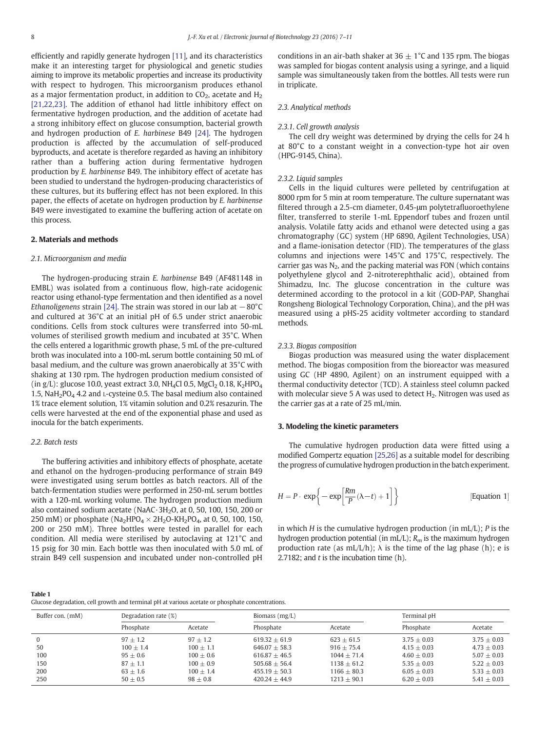efficiently and rapidly generate hydrogen [11], and its characteristics make it an interesting target for physiological and genetic studies aiming to improve its metabolic properties and increase its productivity with respect to hydrogen. This microorganism produces ethanol as a major fermentation product, in addition to $CO_2$, acetate and $H_2$ [21,22,23]. The addition of ethanol had little inhibitory effect on fermentative hydrogen production, and the addition of acetate had a strong inhibitory effect on glucose consumption, bacterial growth and hydrogen production of *E. harbinese* B49 [24]. The hydrogen production is affected by the accumulation of self-produced byproducts, and acetate is therefore regarded as having an inhibitory rather than a buffering action during fermentative hydrogen production by *E. harbinense* B49. The inhibitory effect of acetate has been studied to understand the hydrogen-producing characteristics of these cultures, but its buffering effect has not been explored. In this paper, the effects of acetate on hydrogen production by *E. harbinense* B49 were investigated to examine the buffering action of acetate on this process.

## 2. Materials and methods

### 2.1. Microorganism and media

The hydrogen-producing strain *E. harbinense* B49 (AF481148 in EMBL) was isolated from a continuous flow, high-rate acidogenic reactor using ethanol-type fermentation and then identified as a novel *Ethanoligenens* strain [24]. The strain was stored in our lab at −80°C and cultured at 36°C at an initial pH of 6.5 under strict anaerobic conditions. Cells from stock cultures were transferred into 50-mL volumes of sterilised growth medium and incubated at 35°C. When the cells entered a logarithmic growth phase, 5 mL of the pre-cultured broth was inoculated into a 100-mL serum bottle containing 50 mL of basal medium, and the culture was grown anaerobically at 35°C with shaking at 130 rpm. The hydrogen production medium consisted of (in g/L): glucose 10.0, yeast extract 3.0, $NH_4Cl$ 0.5, $MgCl_2$ 0.18, $K_2HPO_4$ 1.5, $NaH_2PO_4$ 4.2 and L-cysteine 0.5. The basal medium also contained 1% trace element solution, 1% vitamin solution and 0.2% resazurin. The cells were harvested at the end of the exponential phase and used as inocula for the batch experiments.

### 2.2. Batch tests

The buffering activities and inhibitory effects of phosphate, acetate and ethanol on the hydrogen-producing performance of strain B49 were investigated using serum bottles as batch reactors. All of the batch-fermentation studies were performed in 250-mL serum bottles with a 120-mL working volume. The hydrogen production medium also contained sodium acetate ($NaAC \cdot 3H_2O$, at 0, 50, 100, 150, 200 or 250 mM) or phosphate ($Na_2HPO_4 \times 2H_2O$-$KH_2PO_4$, at 0, 50, 100, 150, 200 or 250 mM). Three bottles were tested in parallel for each condition. All media were sterilised by autoclaving at 121°C and 15 psig for 30 min. Each bottle was then inoculated with 5.0 mL of strain B49 cell suspension and incubated under non-controlled pH conditions in an air-bath shaker at 36 ± 1°C and 135 rpm. The biogas was sampled for biogas content analysis using a syringe, and a liquid sample was simultaneously taken from the bottles. All tests were run in triplicate.

### 2.3. Analytical methods

#### 2.3.1. Cell growth analysis

The cell dry weight was determined by drying the cells for 24 h at 80°C to a constant weight in a convection-type hot air oven (HPG-9145, China).

#### 2.3.2. Liquid samples

Cells in the liquid cultures were pelleted by centrifugation at 8000 rpm for 5 min at room temperature. The culture supernatant was filtered through a 2.5-cm diameter, 0.45-μm polytetrafluoroethylene filter, transferred to sterile 1-mL Eppendorf tubes and frozen until analysis. Volatile fatty acids and ethanol were detected using a gas chromatography (GC) system (HP 6890, Agilent Technologies, USA) and a flame-ionisation detector (FID). The temperatures of the glass columns and injections were 145°C and 175°C, respectively. The carrier gas was $N_2$, and the packing material was FON (which contains polyethylene glycol and 2-nitroterephthalic acid), obtained from Shimadzu, Inc. The glucose concentration in the culture was determined according to the protocol in a kit (GOD-PAP, Shanghai Rongsheng Biological Technology Corporation, China), and the pH was measured using a pHS-25 acidity voltmeter according to standard methods.

#### 2.3.3. Biogas composition

Biogas production was measured using the water displacement method. The biogas composition from the bioreactor was measured using GC (HP 4890, Agilent) on an instrument equipped with a thermal conductivity detector (TCD). A stainless steel column packed with molecular sieve 5 A was used to detect $H_2$. Nitrogen was used as the carrier gas at a rate of 25 mL/min.

## 3. Modeling the kinetic parameters

The cumulative hydrogen production data were fitted using a modified Gompertz equation [25,26] as a suitable model for describing the progress of cumulative hydrogen production in the batch experiment.

$$H = P \cdot \exp\left\{-\exp\left[\frac{Rm}{P}(\lambda - t) + 1\right]\right\} \qquad \text{[Equation 1]}$$

in which $H$ is the cumulative hydrogen production (in mL/L); $P$ is the hydrogen production potential (in mL/L); $R_m$ is the maximum hydrogen production rate (as mL/L/h); λ is the time of the lag phase (h); e is 2.7182; and $t$ is the incubation time (h).

**Table 1**
Glucose degradation, cell growth and terminal pH at various acetate or phosphate concentrations.

| Buffer con. (mM) | Degradation rate (%) | | Biomass (mg/L) | | Terminal pH | |
|---|---|---|---|---|---|---|
| | Phosphate | Acetate | Phosphate | Acetate | Phosphate | Acetate |
| 0 | 97 ± 1.2 | 97 ± 1.2 | 619.32 ± 61.9 | 623 ± 61.5 | 3.75 ± 0.03 | 3.75 ± 0.03 |
| 50 | 100 ± 1.4 | 100 ± 1.1 | 646.07 ± 58.3 | 916 ± 75.4 | 4.15 ± 0.03 | 4.73 ± 0.03 |
| 100 | 95 ± 0.6 | 100 ± 0.6 | 616.87 ± 46.5 | 1044 ± 71.4 | 4.60 ± 0.03 | 5.07 ± 0.03 |
| 150 | 87 ± 1.1 | 100 ± 0.9 | 505.68 ± 56.4 | 1138 ± 61.2 | 5.35 ± 0.03 | 5.22 ± 0.03 |
| 200 | 63 ± 1.6 | 100 ± 1.4 | 455.19 ± 50.3 | 1166 ± 80.3 | 6.05 ± 0.03 | 5.33 ± 0.03 |
| 250 | 50 ± 0.5 | 98 ± 0.8 | 420.24 ± 44.9 | 1213 ± 90.1 | 6.20 ± 0.03 | 5.41 ± 0.03 |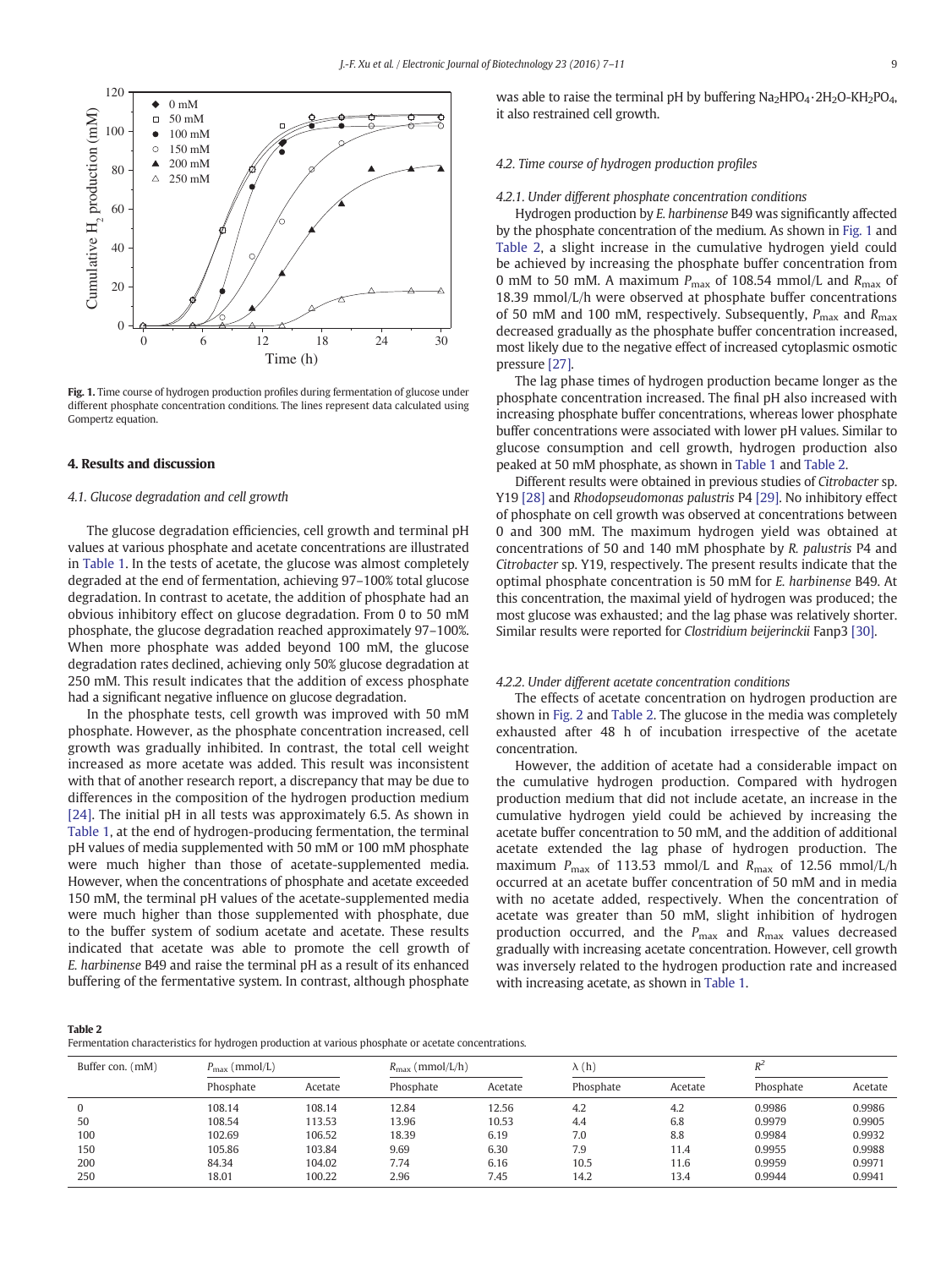Fig. 1. Time course of hydrogen production profiles during fermentation of glucose under different phosphate concentration conditions. The lines represent data calculated using Gompertz equation.

## 4. Results and discussion

### 4.1. Glucose degradation and cell growth

The glucose degradation efficiencies, cell growth and terminal pH values at various phosphate and acetate concentrations are illustrated in Table 1. In the tests of acetate, the glucose was almost completely degraded at the end of fermentation, achieving 97–100% total glucose degradation. In contrast to acetate, the addition of phosphate had an obvious inhibitory effect on glucose degradation. From 0 to 50 mM phosphate, the glucose degradation reached approximately 97–100%. When more phosphate was added beyond 100 mM, the glucose degradation rates declined, achieving only 50% glucose degradation at 250 mM. This result indicates that the addition of excess phosphate had a significant negative influence on glucose degradation.

In the phosphate tests, cell growth was improved with 50 mM phosphate. However, as the phosphate concentration increased, cell growth was gradually inhibited. In contrast, the total cell weight increased as more acetate was added. This result was inconsistent with that of another research report, a discrepancy that may be due to differences in the composition of the hydrogen production medium [24]. The initial pH in all tests was approximately 6.5. As shown in Table 1, at the end of hydrogen-producing fermentation, the terminal pH values of media supplemented with 50 mM or 100 mM phosphate were much higher than those of acetate-supplemented media. However, when the concentrations of phosphate and acetate exceeded 150 mM, the terminal pH values of the acetate-supplemented media were much higher than those supplemented with phosphate, due to the buffer system of sodium acetate and acetate. These results indicated that acetate was able to promote the cell growth of *E. harbinense* B49 and raise the terminal pH as a result of its enhanced buffering of the fermentative system. In contrast, although phosphate was able to raise the terminal pH by buffering $Na_2HPO_4 \cdot 2H_2O$-$KH_2PO_4$, it also restrained cell growth.

### 4.2. Time course of hydrogen production profiles

#### 4.2.1. Under different phosphate concentration conditions

Hydrogen production by *E. harbinense* B49 was significantly affected by the phosphate concentration of the medium. As shown in Fig. 1 and Table 2, a slight increase in the cumulative hydrogen yield could be achieved by increasing the phosphate buffer concentration from 0 mM to 50 mM. A maximum $P_{max}$ of 108.54 mmol/L and $R_{max}$ of 18.39 mmol/L/h were observed at phosphate buffer concentrations of 50 mM and 100 mM, respectively. Subsequently, $P_{max}$ and $R_{max}$ decreased gradually as the phosphate buffer concentration increased, most likely due to the negative effect of increased cytoplasmic osmotic pressure [27].

The lag phase times of hydrogen production became longer as the phosphate concentration increased. The final pH also increased with increasing phosphate buffer concentrations, whereas lower phosphate buffer concentrations were associated with lower pH values. Similar to glucose consumption and cell growth, hydrogen production also peaked at 50 mM phosphate, as shown in Table 1 and Table 2.

Different results were obtained in previous studies of *Citrobacter* sp. Y19 [28] and *Rhodopseudomonas palustris* P4 [29]. No inhibitory effect of phosphate on cell growth was observed at concentrations between 0 and 300 mM. The maximum hydrogen yield was obtained at concentrations of 50 and 140 mM phosphate by *R. palustris* P4 and *Citrobacter* sp. Y19, respectively. The present results indicate that the optimal phosphate concentration is 50 mM for *E. harbinense* B49. At this concentration, the maximal yield of hydrogen was produced; the most glucose was exhausted; and the lag phase was relatively shorter. Similar results were reported for *Clostridium beijerinckii* Fanp3 [30].

#### 4.2.2. Under different acetate concentration conditions

The effects of acetate concentration on hydrogen production are shown in Fig. 2 and Table 2. The glucose in the media was completely exhausted after 48 h of incubation irrespective of the acetate concentration.

However, the addition of acetate had a considerable impact on the cumulative hydrogen production. Compared with hydrogen production medium that did not include acetate, an increase in the cumulative hydrogen yield could be achieved by increasing the acetate buffer concentration to 50 mM, and the addition of additional acetate extended the lag phase of hydrogen production. The maximum $P_{max}$ of 113.53 mmol/L and $R_{max}$ of 12.56 mmol/L/h occurred at an acetate buffer concentration of 50 mM and in media with no acetate added, respectively. When the concentration of acetate was greater than 50 mM, slight inhibition of hydrogen production occurred, and the $P_{max}$ and $R_{max}$ values decreased gradually with increasing acetate concentration. However, cell growth was inversely related to the hydrogen production rate and increased with increasing acetate, as shown in Table 1.

**Table 2**
Fermentation characteristics for hydrogen production at various phosphate or acetate concentrations.

| Buffer con. (mM) | $P_{max}$ (mmol/L) | | $R_{max}$ (mmol/L/h) | | λ (h) | | $R^2$ | |
|---|---|---|---|---|---|---|---|---|
| | Phosphate | Acetate | Phosphate | Acetate | Phosphate | Acetate | Phosphate | Acetate |
| 0 | 108.14 | 108.14 | 12.84 | 12.56 | 4.2 | 4.2 | 0.9986 | 0.9986 |
| 50 | 108.54 | 113.53 | 13.96 | 10.53 | 4.4 | 6.8 | 0.9979 | 0.9905 |
| 100 | 102.69 | 106.52 | 18.39 | 6.19 | 7.0 | 8.8 | 0.9984 | 0.9932 |
| 150 | 105.86 | 103.84 | 9.69 | 6.30 | 7.9 | 11.4 | 0.9955 | 0.9988 |
| 200 | 84.34 | 104.02 | 7.74 | 6.16 | 10.5 | 11.6 | 0.9959 | 0.9971 |
| 250 | 18.01 | 100.22 | 2.96 | 7.45 | 14.2 | 13.4 | 0.9944 | 0.9941 |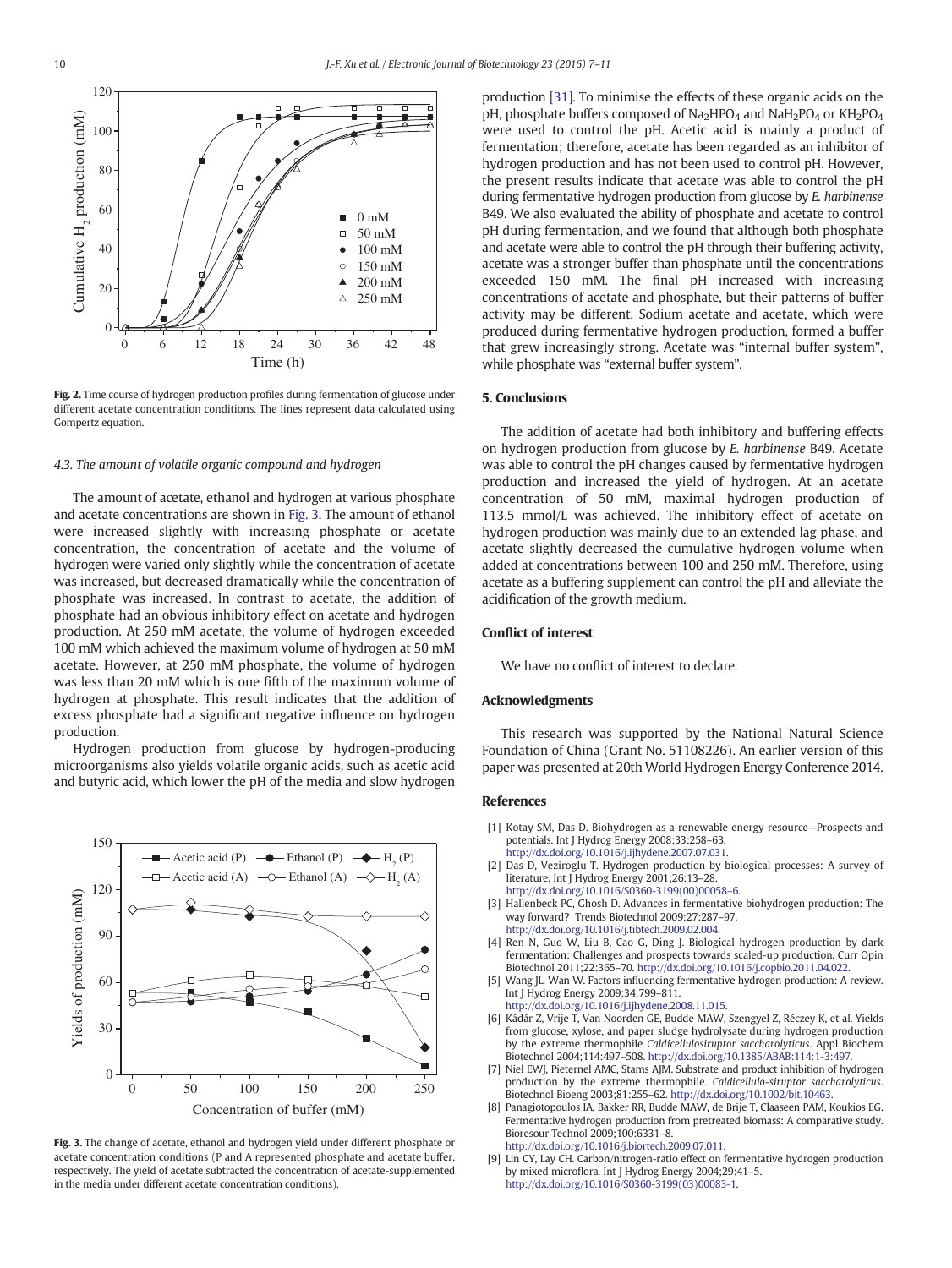**Fig. 2.** Time course of hydrogen production profiles during fermentation of glucose under different acetate concentration conditions. The lines represent data calculated using Gompertz equation.

### 4.3. The amount of volatile organic compound and hydrogen

The amount of acetate, ethanol and hydrogen at various phosphate and acetate concentrations are shown in Fig. 3. The amount of ethanol were increased slightly with increasing phosphate or acetate concentration, the concentration of acetate and the volume of hydrogen were varied only slightly while the concentration of acetate was increased, but decreased dramatically while the concentration of phosphate was increased. In contrast to acetate, the addition of phosphate had an obvious inhibitory effect on acetate and hydrogen production. At 250 mM acetate, the volume of hydrogen exceeded 100 mM which achieved the maximum volume of hydrogen at 50 mM acetate. However, at 250 mM phosphate, the volume of hydrogen was less than 20 mM which is one fifth of the maximum volume of hydrogen at phosphate. This result indicates that the addition of excess phosphate had a significant negative influence on hydrogen production.

Hydrogen production from glucose by hydrogen-producing microorganisms also yields volatile organic acids, such as acetic acid and butyric acid, which lower the pH of the media and slow hydrogen production [31]. To minimise the effects of these organic acids on the pH, phosphate buffers composed of $Na_2HPO_4$ and $NaH_2PO_4$ or $KH_2PO_4$ were used to control the pH. Acetic acid is mainly a product of fermentation; therefore, acetate has been regarded as an inhibitor of hydrogen production and has not been used to control pH. However, the present results indicate that acetate was able to control the pH during fermentative hydrogen production from glucose by *E. harbinense* B49. We also evaluated the ability of phosphate and acetate to control pH during fermentation, and we found that although both phosphate and acetate were able to control the pH through their buffering activity, acetate was a stronger buffer than phosphate until the concentrations exceeded 150 mM. The final pH increased with increasing concentrations of acetate and phosphate, but their patterns of buffer activity may be different. Sodium acetate and acetate, which were produced during fermentative hydrogen production, formed a buffer that grew increasingly strong. Acetate was "internal buffer system", while phosphate was "external buffer system".

**Fig. 3.** The change of acetate, ethanol and hydrogen yield under different phosphate or acetate concentration conditions (P and A represented phosphate and acetate buffer, respectively. The yield of acetate subtracted the concentration of acetate-supplemented in the media under different acetate concentration conditions).

## 5. Conclusions

The addition of acetate had both inhibitory and buffering effects on hydrogen production from glucose by *E. harbinense* B49. Acetate was able to control the pH changes caused by fermentative hydrogen production and increased the yield of hydrogen. At an acetate concentration of 50 mM, maximal hydrogen production of 113.5 mmol/L was achieved. The inhibitory effect of acetate on hydrogen production was mainly due to an extended lag phase, and acetate slightly decreased the cumulative hydrogen volume when added at concentrations between 100 and 250 mM. Therefore, using acetate as a buffering supplement can control the pH and alleviate the acidification of the growth medium.

## Conflict of interest

We have no conflict of interest to declare.

## Acknowledgments

This research was supported by the National Natural Science Foundation of China (Grant No. 51108226). An earlier version of this paper was presented at 20th World Hydrogen Energy Conference 2014.

## References

[1] Kotay SM, Das D. Biohydrogen as a renewable energy resource—Prospects and potentials. Int J Hydrog Energy 2008;33:258–63. http://dx.doi.org/10.1016/j.ijhydene.2007.07.031.

[2] Das D, Veziroglu T. Hydrogen production by biological processes: A survey of literature. Int J Hydrog Energy 2001;26:13–28. http://dx.doi.org/10.1016/S0360-3199(00)00058-6.

[3] Hallenbeck PC, Ghosh D. Advances in fermentative biohydrogen production: The way forward? Trends Biotechnol 2009;27:287–97. http://dx.doi.org/10.1016/j.tibtech.2009.02.004.

[4] Ren N, Guo W, Liu B, Cao G, Ding J. Biological hydrogen production by dark fermentation: Challenges and prospects towards scaled-up production. Curr Opin Biotechnol 2011;22:365–70. http://dx.doi.org/10.1016/j.copbio.2011.04.022.

[5] Wang JL, Wan W. Factors influencing fermentative hydrogen production: A review. Int J Hydrog Energy 2009;34:799–811. http://dx.doi.org/10.1016/j.ijhydene.2008.11.015.

[6] Kádár Z, Vrije T, Van Noorden GE, Budde MAW, Szengyel Z, Réczey K, et al. Yields from glucose, xylose, and paper sludge hydrolysate during hydrogen production by the extreme thermophile *Caldicellulosiruptor saccharolyticus*. Appl Biochem Biotechnol 2004;114:497–508. http://dx.doi.org/10.1385/ABAB:114:1-3:497.

[7] Niel EWJ, Pieternel AMC, Stams AJM. Substrate and product inhibition of hydrogen production by the extreme thermophile. *Caldicellulo-siruptor saccharolyticus*. Biotechnol Bioeng 2003;81:255–62. http://dx.doi.org/10.1002/bit.10463.

[8] Panagiotopoulos IA, Bakker RR, Budde MAW, de Brije T, Claaseen PAM, Koukios EG. Fermentative hydrogen production from pretreated biomass: A comparative study. Bioresour Technol 2009;100:6331–8. http://dx.doi.org/10.1016/j.biortech.2009.07.011.

[9] Lin CY, Lay CH. Carbon/nitrogen-ratio effect on fermentative hydrogen production by mixed microflora. Int J Hydrog Energy 2004;29:41–5. http://dx.doi.org/10.1016/S0360-3199(03)00083-1.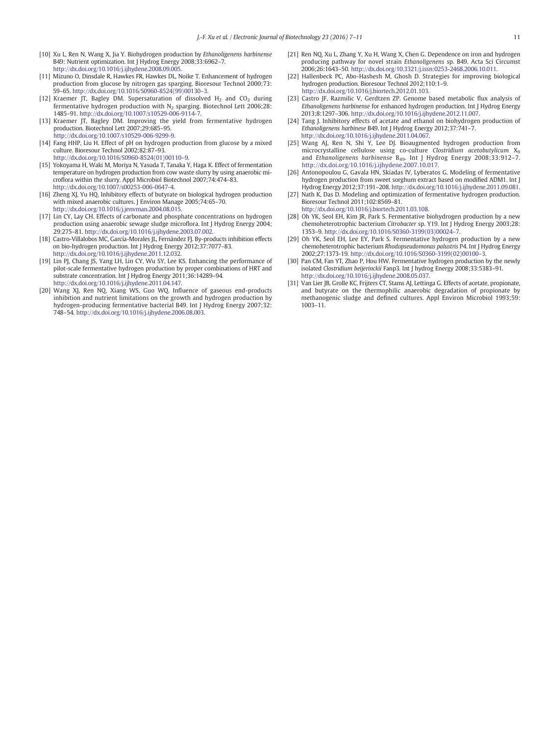[10] Xu L, Ren N, Wang X, Jia Y. Biohydrogen production by *Ethanoligenens harbinense* B49: Nutrient optimization. Int J Hydrog Energy 2008;33:6962–7. http://dx.doi.org/10.1016/j.ijhydene.2008.09.005.

[11] Mizuno O, Dinsdale R, Hawkes FR, Hawkes DL, Noike T. Enhancement of hydrogen production from glucose by nitrogen gas sparging. Bioresour Technol 2000;73: 59–65. http://dx.doi.org/10.1016/S0960-8524(99)00130–3.

[12] Kraemer JT, Bagley DM. Supersaturation of dissolved $H_2$ and $CO_2$ during fermentative hydrogen production with $N_2$ sparging. Biotechnol Lett 2006;28: 1485–91. http://dx.doi.org/10.1007/s10529-006-9114-7.

[13] Kraemer JT, Bagley DM. Improving the yield from fermentative hydrogen production. Biotechnol Lett 2007;29:685–95. http://dx.doi.org/10.1007/s10529-006-9299-9.

[14] Fang HHP, Liu H. Effect of pH on hydrogen production from glucose by a mixed culture. Bioresour Technol 2002;82:87–93. http://dx.doi.org/10.1016/S0960-8524(01)00110–9.

[15] Yokoyama H, Waki M, Moriya N, Yasuda T, Tanaka Y, Haga K. Effect of fermentation temperature on hydrogen production from cow waste slurry by using anaerobic microflora within the slurry. Appl Microbiol Biotechnol 2007;74:474–83. http://dx.doi.org/10.1007/s00253-006-0647-4.

[16] Zheng XJ, Yu HQ. Inhibitory effects of butyrate on biological hydrogen production with mixed anaerobic cultures. J Environ Manage 2005;74:65–70. http://dx.doi.org/10.1016/j.jenvman.2004.08.015.

[17] Lin CY, Lay CH. Effects of carbonate and phosphate concentrations on hydrogen production using anaerobic sewage sludge microflora. Int J Hydrog Energy 2004; 29:275–81. http://dx.doi.org/10.1016/j.ijhydene.2003.07.002.

[18] Castro-Villalobos MC, García-Morales JL, Fernández FJ. By-products inhibition effects on bio-hydrogen production. Int J Hydrog Energy 2012;37:7077–83. http://dx.doi.org/10.1016/j.ijhydene.2011.12.032.

[19] Lin PJ, Chang JS, Yang LH, Lin CY, Wu SY, Lee KS. Enhancing the performance of pilot-scale fermentative hydrogen production by proper combinations of HRT and substrate concentration. Int J Hydrog Energy 2011;36:14289–94. http://dx.doi.org/10.1016/j.ijhydene.2011.04.147.

[20] Wang XJ, Ren NQ, Xiang WS, Guo WQ. Influence of gaseous end-products inhibition and nutrient limitations on the growth and hydrogen production by hydrogen-producing fermentative bacterial B49. Int J Hydrog Energy 2007;32: 748–54. http://dx.doi.org/10.1016/j.ijhydene.2006.08.003.

[21] Ren NQ, Xu L, Zhang Y, Xu H, Wang X, Chen G. Dependence on iron and hydrogen producing pathway for novel strain *Ethanoligenens* sp. B49. Acta Sci Circumst 2006;26:1643–50. http://dx.doi.org/10.3321/j.issn:0253-2468.2006.10.011.

[22] Hallenbeck PC, Abo-Hashesh M, Ghosh D. Strategies for improving biological hydrogen production. Bioresour Technol 2012;110:1–9. http://dx.doi.org/10.1016/j.biortech.2012.01.103.

[23] Castro JF, Razmilic V, Gerdtzen ZP. Genome based metabolic flux analysis of *Ethanoligenens harbinense* for enhanced hydrogen production. Int J Hydrog Energy 2013;8:1297–306. http://dx.doi.org/10.1016/j.ijhydene.2012.11.007.

[24] Tang J. Inhibitory effects of acetate and ethanol on biohydrogen production of *Ethanoligenens harbinese* B49. Int J Hydrog Energy 2012;37:741–7. http://dx.doi.org/10.1016/j.ijhydene.2011.04.067.

[25] Wang AJ, Ren N, Shi Y, Lee DJ. Bioaugmented hydrogen production from microcrystalline cellulose using co-culture *Clostridium acetobutylicum* $X_9$ and *Ethanoligenens harbinense* $B_{49}$. Int J Hydrog Energy 2008;33:912–7. http://dx.doi.org/10.1016/j.ijhydene.2007.10.017.

[26] Antonopoulou G, Gavala HN, Skiadas IV, Lyberatos G. Modeling of fermentative hydrogen production from sweet sorghum extract based on modified ADM1. Int J Hydrog Energy 2012;37:191–208. http://dx.doi.org/10.1016/j.ijhydene.2011.09.081.

[27] Nath K, Das D. Modeling and optimization of fermentative hydrogen production. Bioresour Technol 2011;102:8569–81. http://dx.doi.org/10.1016/j.biortech.2011.03.108.

[28] Oh YK, Seol EH, Kim JR, Park S. Fermentative biohydrogen production by a new chemoheterotrophic bacterium *Citrobacter* sp. Y19. Int J Hydrog Energy 2003;28: 1353–9. http://dx.doi.org/10.1016/S0360-3199(03)00024–7.

[29] Oh YK, Seol EH, Lee EY, Park S. Fermentative hydrogen production by a new chemoheterotrophic bacterium *Rhodopseudomonas palustris* P4. Int J Hydrog Energy 2002;27:1373-19. http://dx.doi.org/10.1016/S0360-3199(02)00100–3.

[30] Pan CM, Fan YT, Zhao P, Hou HW. Fermentative hydrogen production by the newly isolated *Clostridium beijerinckii* Fanp3. Int J hydrog Energy 2008;33:5383–91. http://dx.doi.org/10.1016/j.ijhydene.2008.05.037.

[31] Van Lier JB, Grolle KC, Frijters CT, Stams AJ, Lettinga G. Effects of acetate, propionate, and butyrate on the thermophilic anaerobic degradation of propionate by methanogenic sludge and defined cultures. Appl Environ Microbiol 1993;59: 1003–11.